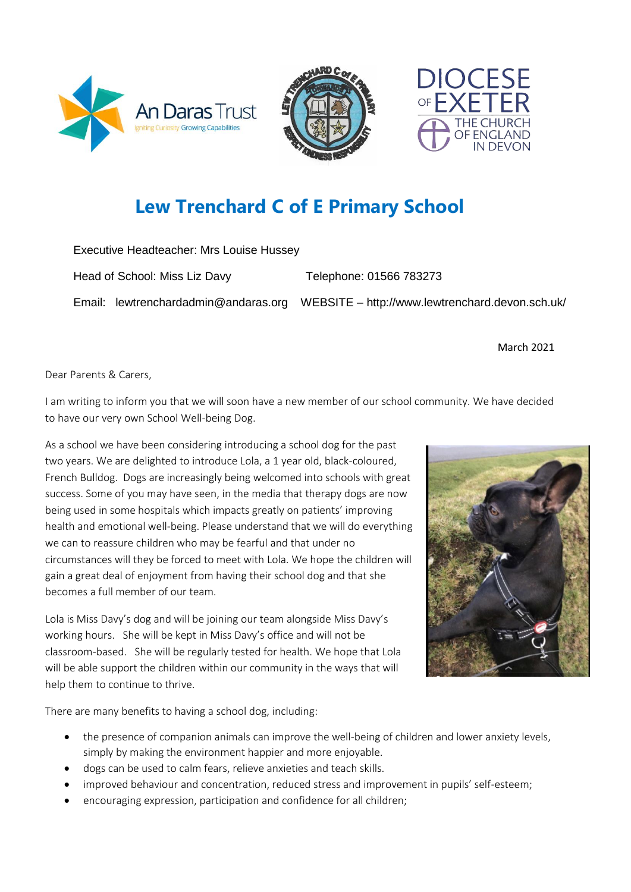# Lew Trenchard C of E Primary School

Executive Headteacher: Mrs Louise Hussey

Head of School: Miss Liz Davy  Telephone: 01566 783273

Email: lewtrenchardadmin@andaras.org  WEBSITE – http://www.lewtrenchard.devon.sch.uk/

March 2021

Dear Parents & Carers,

I am writing to inform you that we will soon have a new member of our school community. We have decided to have our very own School Well-being Dog.

As a school we have been considering introducing a school dog for the past two years. We are delighted to introduce Lola, a 1 year old, black-coloured, French Bulldog. Dogs are increasingly being welcomed into schools with great success. Some of you may have seen, in the media that therapy dogs are now being used in some hospitals which impacts greatly on patients' improving health and emotional well-being. Please understand that we will do everything we can to reassure children who may be fearful and that under no circumstances will they be forced to meet with Lola. We hope the children will gain a great deal of enjoyment from having their school dog and that she becomes a full member of our team.

Lola is Miss Davy's dog and will be joining our team alongside Miss Davy's working hours. She will be kept in Miss Davy's office and will not be classroom-based. She will be regularly tested for health. We hope that Lola will be able support the children within our community in the ways that will help them to continue to thrive.

There are many benefits to having a school dog, including:

- the presence of companion animals can improve the well-being of children and lower anxiety levels, simply by making the environment happier and more enjoyable.
- dogs can be used to calm fears, relieve anxieties and teach skills.
- improved behaviour and concentration, reduced stress and improvement in pupils' self-esteem;
- encouraging expression, participation and confidence for all children;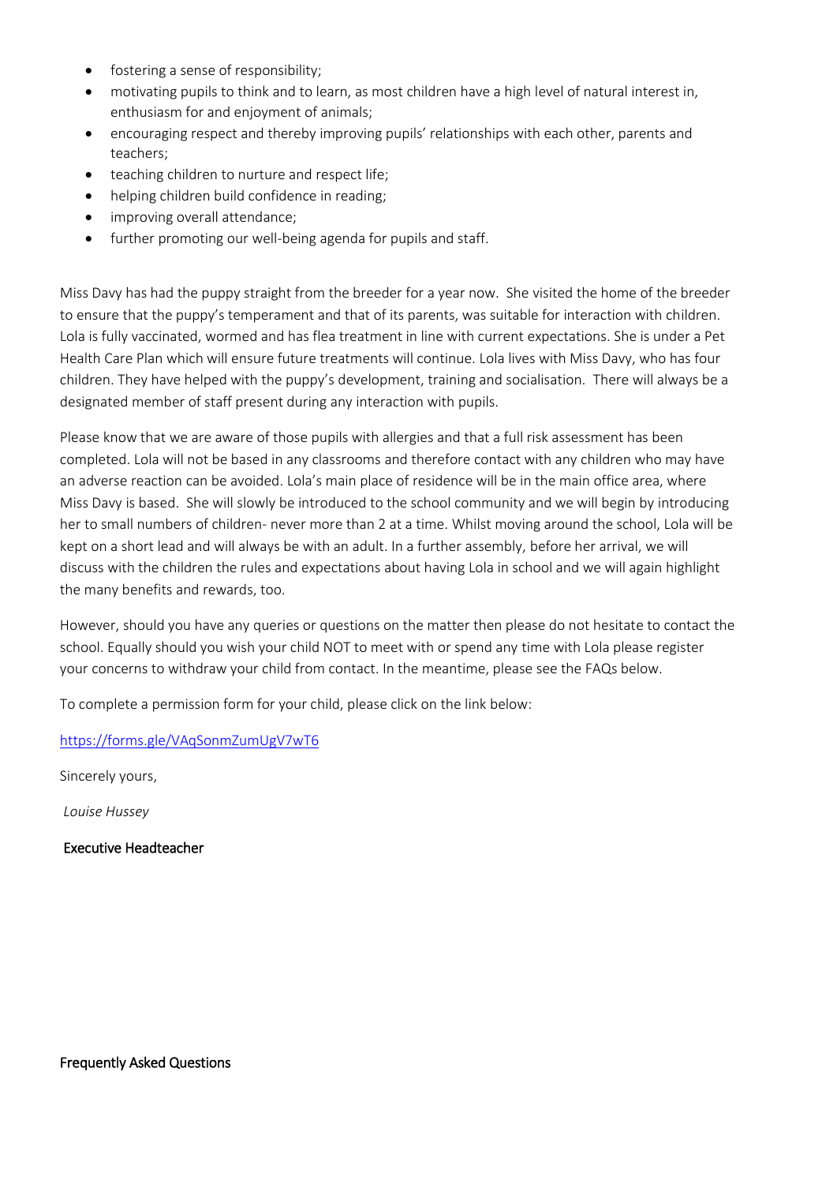- fostering a sense of responsibility;
- motivating pupils to think and to learn, as most children have a high level of natural interest in, enthusiasm for and enjoyment of animals;
- encouraging respect and thereby improving pupils' relationships with each other, parents and teachers;
- teaching children to nurture and respect life;
- helping children build confidence in reading;
- improving overall attendance;
- further promoting our well-being agenda for pupils and staff.

Miss Davy has had the puppy straight from the breeder for a year now. She visited the home of the breeder to ensure that the puppy's temperament and that of its parents, was suitable for interaction with children. Lola is fully vaccinated, wormed and has flea treatment in line with current expectations. She is under a Pet Health Care Plan which will ensure future treatments will continue. Lola lives with Miss Davy, who has four children. They have helped with the puppy's development, training and socialisation. There will always be a designated member of staff present during any interaction with pupils.

Please know that we are aware of those pupils with allergies and that a full risk assessment has been completed. Lola will not be based in any classrooms and therefore contact with any children who may have an adverse reaction can be avoided. Lola's main place of residence will be in the main office area, where Miss Davy is based. She will slowly be introduced to the school community and we will begin by introducing her to small numbers of children- never more than 2 at a time. Whilst moving around the school, Lola will be kept on a short lead and will always be with an adult. In a further assembly, before her arrival, we will discuss with the children the rules and expectations about having Lola in school and we will again highlight the many benefits and rewards, too.

However, should you have any queries or questions on the matter then please do not hesitate to contact the school. Equally should you wish your child NOT to meet with or spend any time with Lola please register your concerns to withdraw your child from contact. In the meantime, please see the FAQs below.

To complete a permission form for your child, please click on the link below:

[https://forms.gle/VAqSonmZumUgV7wT6](https://forms.gle/VAqSonmZumUgV7wT6)

Sincerely yours,

*Louise Hussey*

Executive Headteacher

Frequently Asked Questions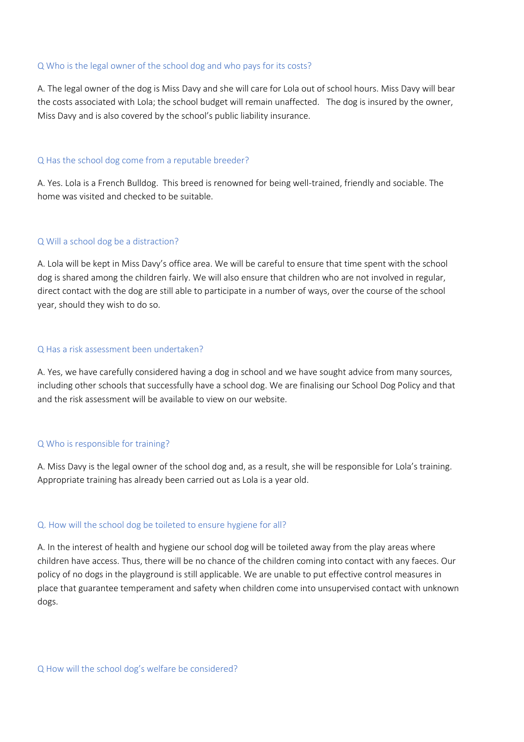### Q Who is the legal owner of the school dog and who pays for its costs?

A. The legal owner of the dog is Miss Davy and she will care for Lola out of school hours. Miss Davy will bear the costs associated with Lola; the school budget will remain unaffected. The dog is insured by the owner, Miss Davy and is also covered by the school's public liability insurance.

### Q Has the school dog come from a reputable breeder?

A. Yes. Lola is a French Bulldog. This breed is renowned for being well-trained, friendly and sociable. The home was visited and checked to be suitable.

### Q Will a school dog be a distraction?

A. Lola will be kept in Miss Davy's office area. We will be careful to ensure that time spent with the school dog is shared among the children fairly. We will also ensure that children who are not involved in regular, direct contact with the dog are still able to participate in a number of ways, over the course of the school year, should they wish to do so.

### Q Has a risk assessment been undertaken?

A. Yes, we have carefully considered having a dog in school and we have sought advice from many sources, including other schools that successfully have a school dog. We are finalising our School Dog Policy and that and the risk assessment will be available to view on our website.

### Q Who is responsible for training?

A. Miss Davy is the legal owner of the school dog and, as a result, she will be responsible for Lola's training. Appropriate training has already been carried out as Lola is a year old.

### Q. How will the school dog be toileted to ensure hygiene for all?

A. In the interest of health and hygiene our school dog will be toileted away from the play areas where children have access. Thus, there will be no chance of the children coming into contact with any faeces. Our policy of no dogs in the playground is still applicable. We are unable to put effective control measures in place that guarantee temperament and safety when children come into unsupervised contact with unknown dogs.

### Q How will the school dog's welfare be considered?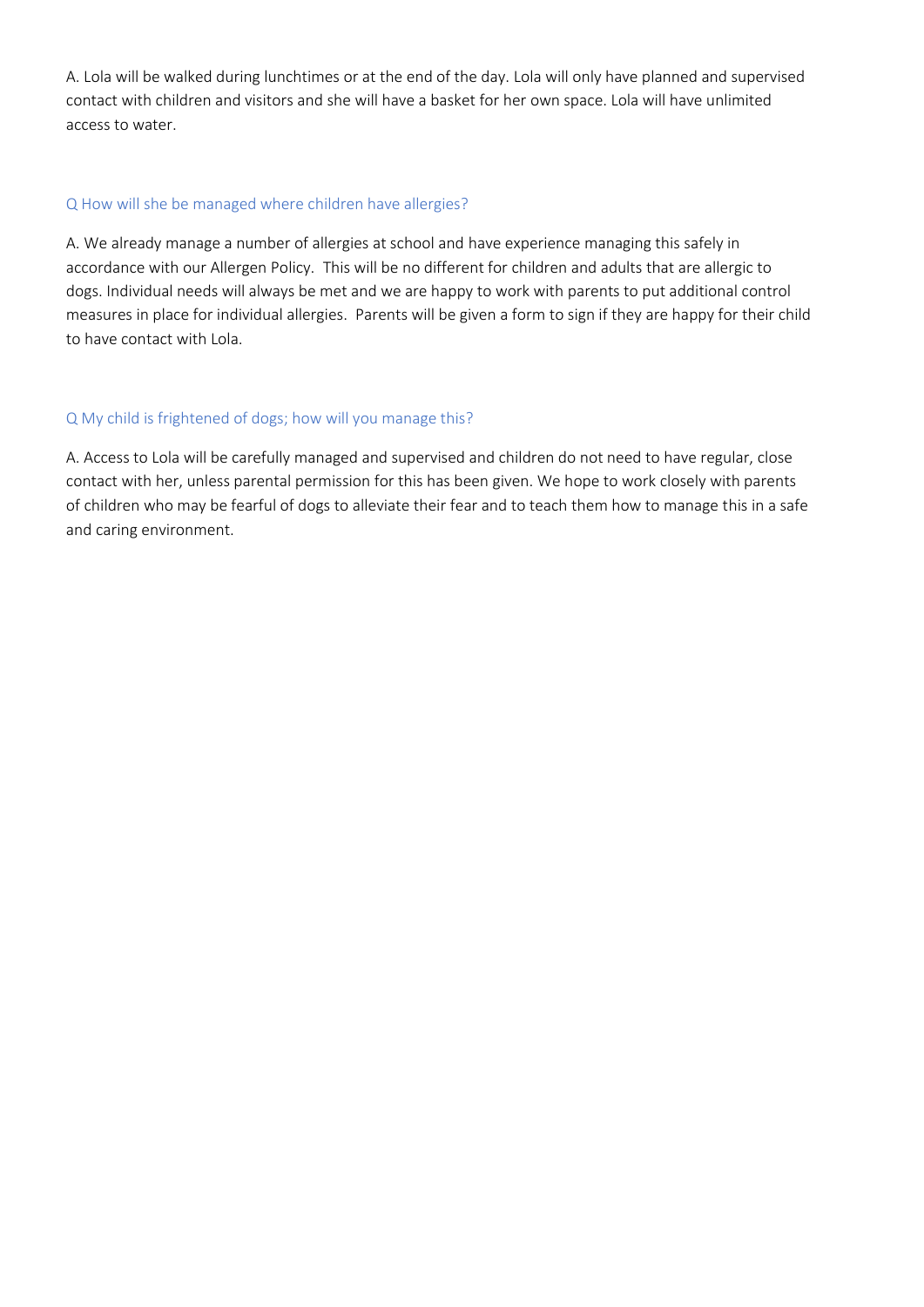A. Lola will be walked during lunchtimes or at the end of the day. Lola will only have planned and supervised contact with children and visitors and she will have a basket for her own space. Lola will have unlimited access to water.

### Q How will she be managed where children have allergies?

A. We already manage a number of allergies at school and have experience managing this safely in accordance with our Allergen Policy. This will be no different for children and adults that are allergic to dogs. Individual needs will always be met and we are happy to work with parents to put additional control measures in place for individual allergies. Parents will be given a form to sign if they are happy for their child to have contact with Lola.

### Q My child is frightened of dogs; how will you manage this?

A. Access to Lola will be carefully managed and supervised and children do not need to have regular, close contact with her, unless parental permission for this has been given. We hope to work closely with parents of children who may be fearful of dogs to alleviate their fear and to teach them how to manage this in a safe and caring environment.